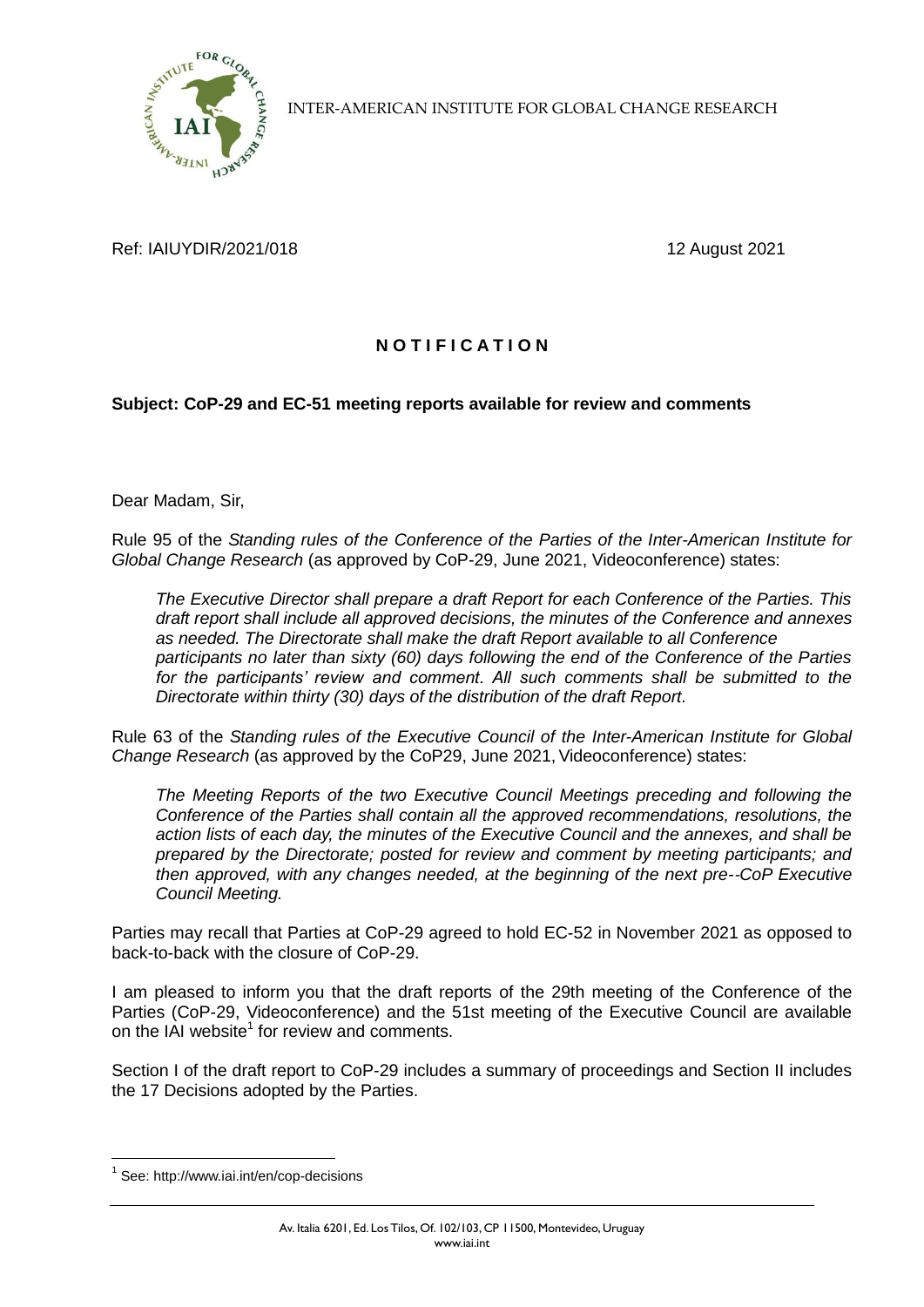INTER-AMERICAN INSTITUTE FOR GLOBAL CHANGE RESEARCH

Ref: IAIUYDIR/2021/018 12 August 2021

## N O T I F I C A T I O N

**Subject: CoP-29 and EC-51 meeting reports available for review and comments**

Dear Madam, Sir,

Rule 95 of the *Standing rules of the Conference of the Parties of the Inter-American Institute for Global Change Research* (as approved by CoP-29, June 2021, Videoconference) states:

> *The Executive Director shall prepare a draft Report for each Conference of the Parties. This draft report shall include all approved decisions, the minutes of the Conference and annexes as needed. The Directorate shall make the draft Report available to all Conference participants no later than sixty (60) days following the end of the Conference of the Parties for the participants' review and comment. All such comments shall be submitted to the Directorate within thirty (30) days of the distribution of the draft Report.*

Rule 63 of the *Standing rules of the Executive Council of the Inter-American Institute for Global Change Research* (as approved by the CoP29, June 2021, Videoconference) states:

> *The Meeting Reports of the two Executive Council Meetings preceding and following the Conference of the Parties shall contain all the approved recommendations, resolutions, the action lists of each day, the minutes of the Executive Council and the annexes, and shall be prepared by the Directorate; posted for review and comment by meeting participants; and then approved, with any changes needed, at the beginning of the next pre--CoP Executive Council Meeting.*

Parties may recall that Parties at CoP-29 agreed to hold EC-52 in November 2021 as opposed to back-to-back with the closure of CoP-29.

I am pleased to inform you that the draft reports of the 29th meeting of the Conference of the Parties (CoP-29, Videoconference) and the 51st meeting of the Executive Council are available on the IAI website[1] for review and comments.

Section I of the draft report to CoP-29 includes a summary of proceedings and Section II includes the 17 Decisions adopted by the Parties.

[1] See: http://www.iai.int/en/cop-decisions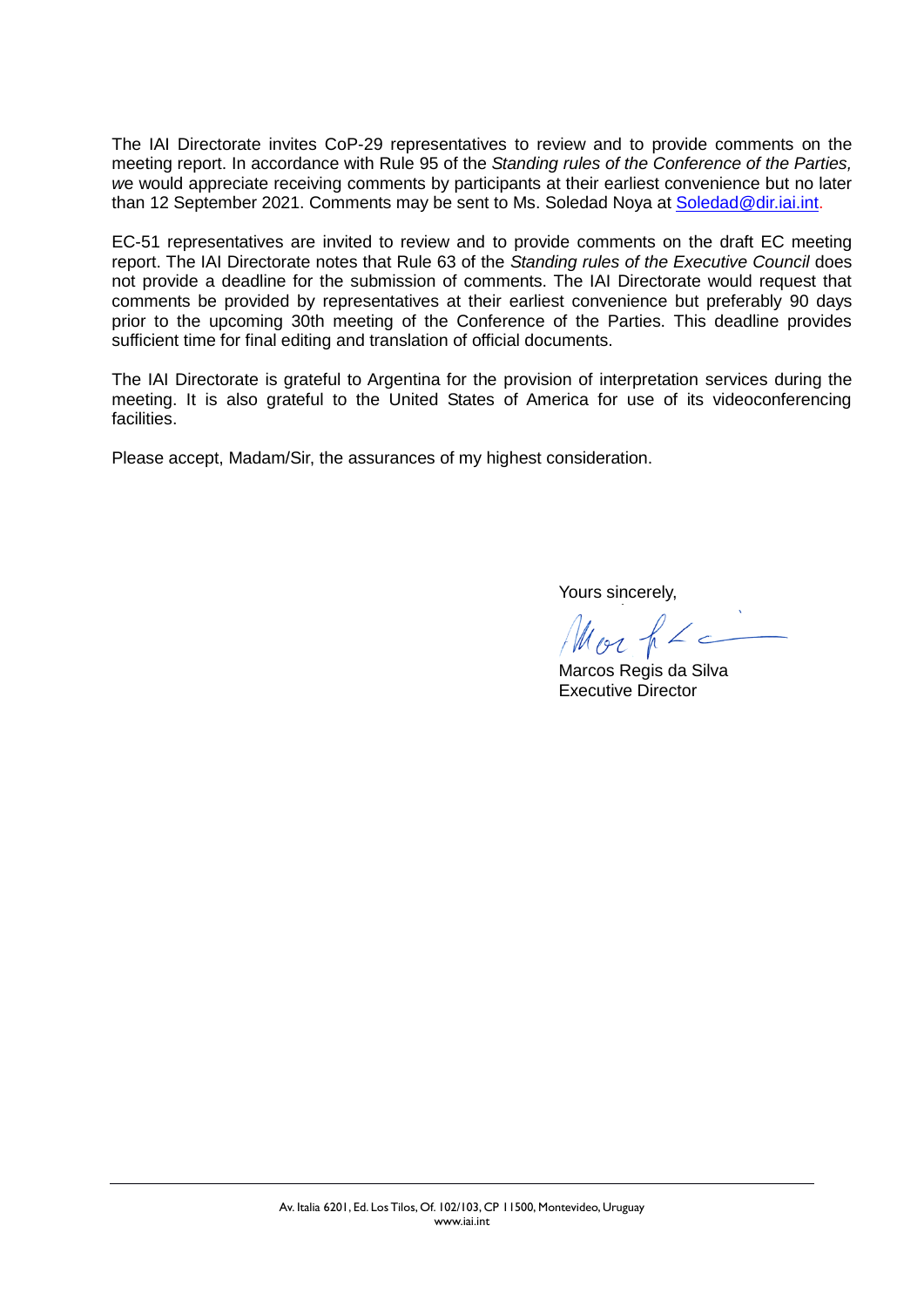The IAI Directorate invites CoP-29 representatives to review and to provide comments on the meeting report. In accordance with Rule 95 of the *Standing rules of the Conference of the Parties, w*e would appreciate receiving comments by participants at their earliest convenience but no later than 12 September 2021. Comments may be sent to Ms. Soledad Noya at Soledad@dir.iai.int.

EC-51 representatives are invited to review and to provide comments on the draft EC meeting report. The IAI Directorate notes that Rule 63 of the *Standing rules of the Executive Council* does not provide a deadline for the submission of comments. The IAI Directorate would request that comments be provided by representatives at their earliest convenience but preferably 90 days prior to the upcoming 30th meeting of the Conference of the Parties. This deadline provides sufficient time for final editing and translation of official documents.

The IAI Directorate is grateful to Argentina for the provision of interpretation services during the meeting. It is also grateful to the United States of America for use of its videoconferencing facilities.

Please accept, Madam/Sir, the assurances of my highest consideration.

Yours sincerely,

Marcos Regis da Silva
Executive Director